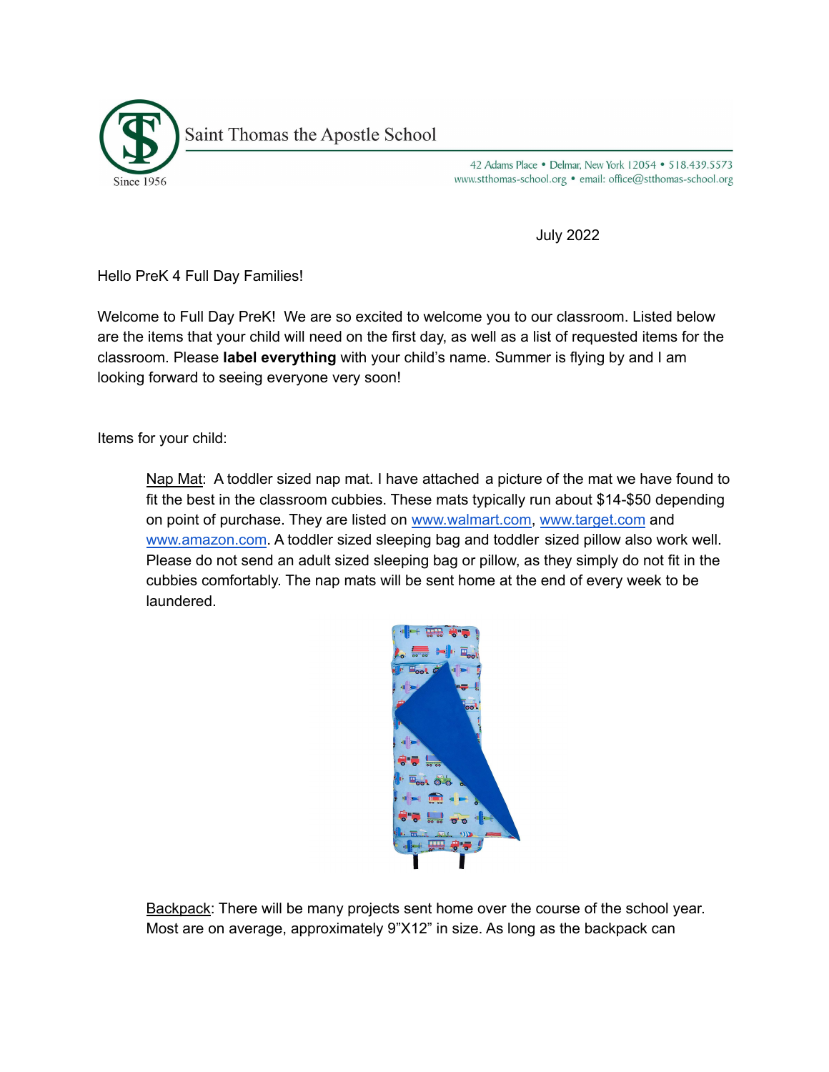Saint Thomas the Apostle School

Since 1956

42 Adams Place • Delmar, New York 12054 • 518.439.5573
www.stthomas-school.org • email: office@stthomas-school.org

July 2022

Hello PreK 4 Full Day Families!

Welcome to Full Day PreK! We are so excited to welcome you to our classroom. Listed below are the items that your child will need on the first day, as well as a list of requested items for the classroom. Please **label everything** with your child's name. Summer is flying by and I am looking forward to seeing everyone very soon!

Items for your child:

> Nap Mat: A toddler sized nap mat. I have attached a picture of the mat we have found to fit the best in the classroom cubbies. These mats typically run about $14-$50 depending on point of purchase. They are listed on www.walmart.com, www.target.com and www.amazon.com. A toddler sized sleeping bag and toddler sized pillow also work well. Please do not send an adult sized sleeping bag or pillow, as they simply do not fit in the cubbies comfortably. The nap mats will be sent home at the end of every week to be laundered.
>
> Backpack: There will be many projects sent home over the course of the school year. Most are on average, approximately 9"X12" in size. As long as the backpack can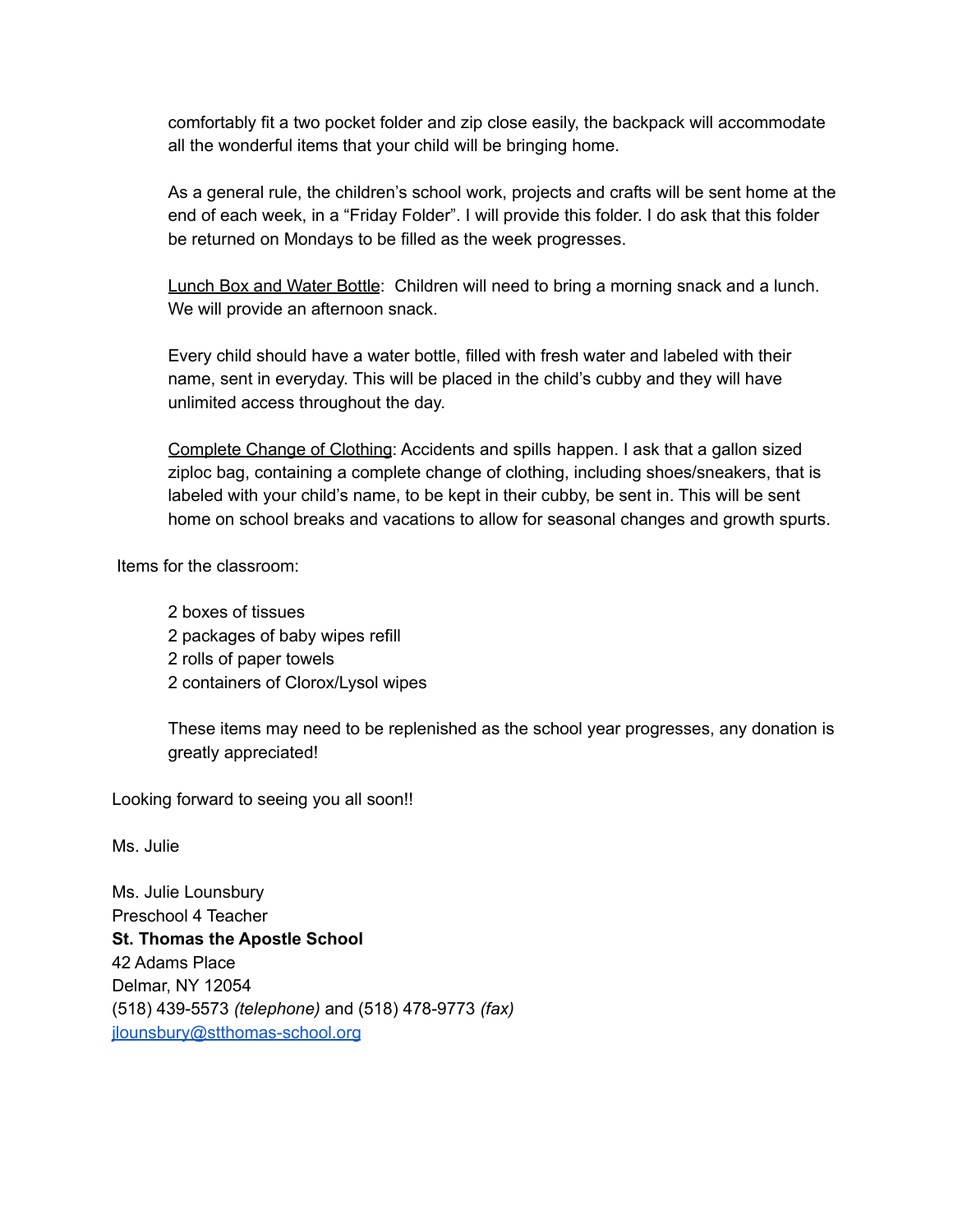comfortably fit a two pocket folder and zip close easily, the backpack will accommodate all the wonderful items that your child will be bringing home.

As a general rule, the children's school work, projects and crafts will be sent home at the end of each week, in a "Friday Folder". I will provide this folder. I do ask that this folder be returned on Mondays to be filled as the week progresses.

Lunch Box and Water Bottle: Children will need to bring a morning snack and a lunch. We will provide an afternoon snack.

Every child should have a water bottle, filled with fresh water and labeled with their name, sent in everyday. This will be placed in the child's cubby and they will have unlimited access throughout the day.

Complete Change of Clothing: Accidents and spills happen. I ask that a gallon sized ziploc bag, containing a complete change of clothing, including shoes/sneakers, that is labeled with your child's name, to be kept in their cubby, be sent in. This will be sent home on school breaks and vacations to allow for seasonal changes and growth spurts.

Items for the classroom:

2 boxes of tissues
2 packages of baby wipes refill
2 rolls of paper towels
2 containers of Clorox/Lysol wipes

These items may need to be replenished as the school year progresses, any donation is greatly appreciated!

Looking forward to seeing you all soon!!

Ms. Julie

Ms. Julie Lounsbury
Preschool 4 Teacher
**St. Thomas the Apostle School**
42 Adams Place
Delmar, NY 12054
(518) 439-5573 *(telephone)* and (518) 478-9773 *(fax)*
jlounsbury@stthomas-school.org